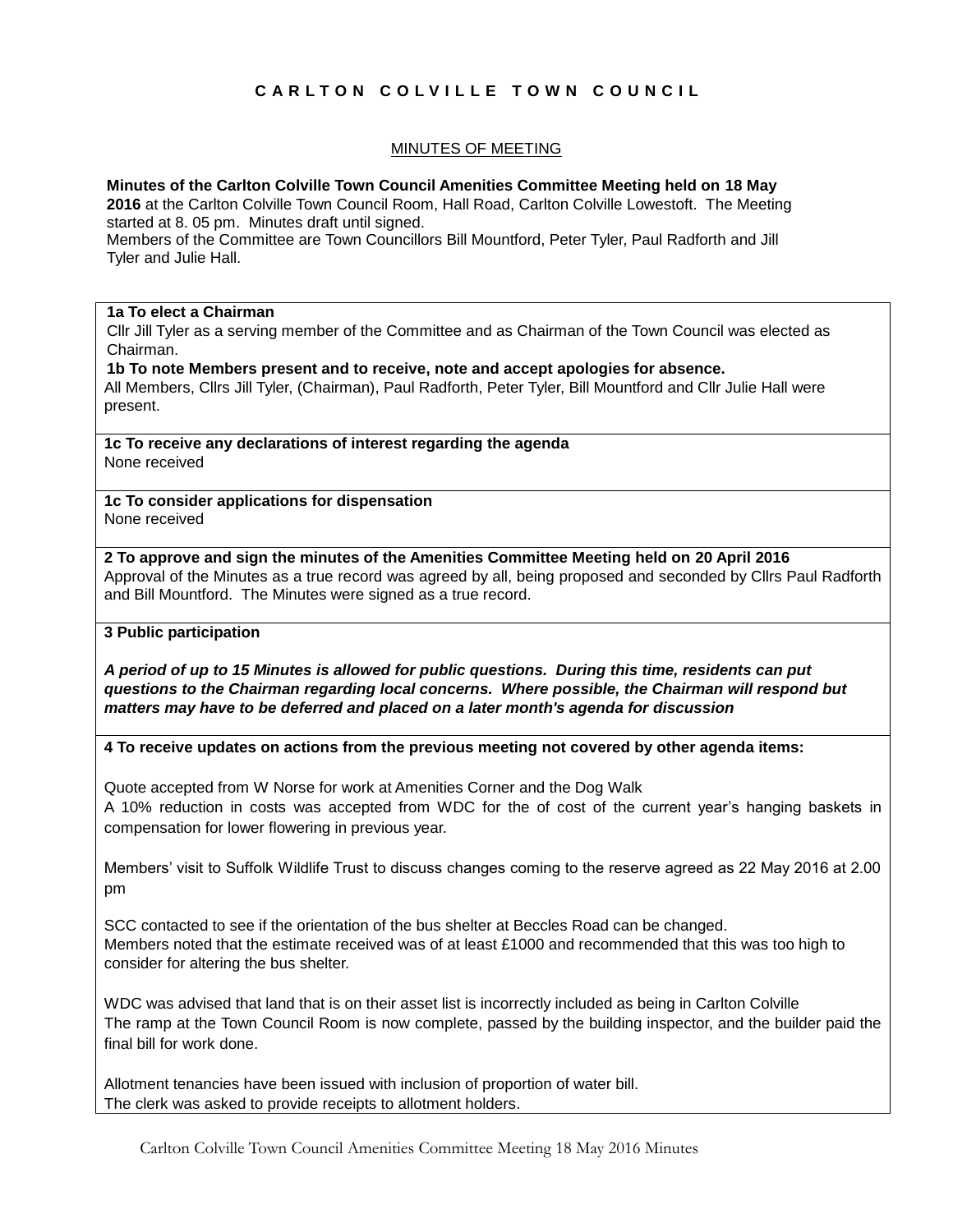**CARLTON COLVILLE TOWN COUNCIL**

MINUTES OF MEETING

**Minutes of the Carlton Colville Town Council Amenities Committee Meeting held on 18 May 2016** at the Carlton Colville Town Council Room, Hall Road, Carlton Colville Lowestoft. The Meeting started at 8. 05 pm. Minutes draft until signed.
Members of the Committee are Town Councillors Bill Mountford, Peter Tyler, Paul Radforth and Jill Tyler and Julie Hall.

**1a To elect a Chairman**

Cllr Jill Tyler as a serving member of the Committee and as Chairman of the Town Council was elected as Chairman.

**1b To note Members present and to receive, note and accept apologies for absence.**

All Members, Cllrs Jill Tyler, (Chairman), Paul Radforth, Peter Tyler, Bill Mountford and Cllr Julie Hall were present.

**1c To receive any declarations of interest regarding the agenda**

None received

**1c To consider applications for dispensation**

None received

**2 To approve and sign the minutes of the Amenities Committee Meeting held on 20 April 2016**

Approval of the Minutes as a true record was agreed by all, being proposed and seconded by Cllrs Paul Radforth and Bill Mountford. The Minutes were signed as a true record.

**3 Public participation**

***A period of up to 15 Minutes is allowed for public questions. During this time, residents can put questions to the Chairman regarding local concerns. Where possible, the Chairman will respond but matters may have to be deferred and placed on a later month's agenda for discussion***

**4 To receive updates on actions from the previous meeting not covered by other agenda items:**

Quote accepted from W Norse for work at Amenities Corner and the Dog Walk
A 10% reduction in costs was accepted from WDC for the of cost of the current year's hanging baskets in compensation for lower flowering in previous year.

Members' visit to Suffolk Wildlife Trust to discuss changes coming to the reserve agreed as 22 May 2016 at 2.00 pm

SCC contacted to see if the orientation of the bus shelter at Beccles Road can be changed.
Members noted that the estimate received was of at least £1000 and recommended that this was too high to consider for altering the bus shelter.

WDC was advised that land that is on their asset list is incorrectly included as being in Carlton Colville
The ramp at the Town Council Room is now complete, passed by the building inspector, and the builder paid the final bill for work done.

Allotment tenancies have been issued with inclusion of proportion of water bill.
The clerk was asked to provide receipts to allotment holders.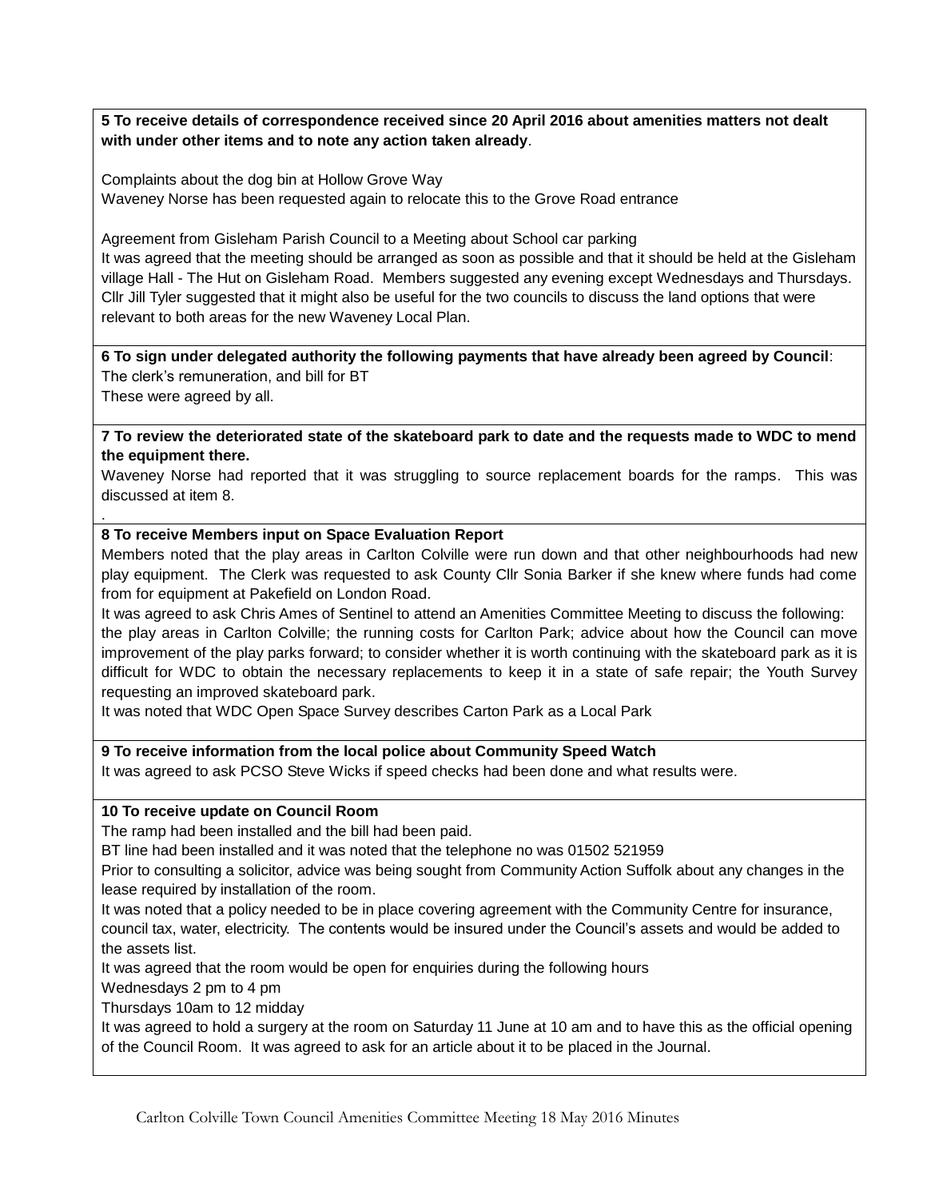**5 To receive details of correspondence received since 20 April 2016 about amenities matters not dealt with under other items and to note any action taken already**.

Complaints about the dog bin at Hollow Grove Way
Waveney Norse has been requested again to relocate this to the Grove Road entrance

Agreement from Gisleham Parish Council to a Meeting about School car parking
It was agreed that the meeting should be arranged as soon as possible and that it should be held at the Gisleham village Hall - The Hut on Gisleham Road. Members suggested any evening except Wednesdays and Thursdays. Cllr Jill Tyler suggested that it might also be useful for the two councils to discuss the land options that were relevant to both areas for the new Waveney Local Plan.

**6 To sign under delegated authority the following payments that have already been agreed by Council**:
The clerk's remuneration, and bill for BT
These were agreed by all.

**7 To review the deteriorated state of the skateboard park to date and the requests made to WDC to mend the equipment there.**
Waveney Norse had reported that it was struggling to source replacement boards for the ramps. This was discussed at item 8.
.

**8 To receive Members input on Space Evaluation Report**
Members noted that the play areas in Carlton Colville were run down and that other neighbourhoods had new play equipment. The Clerk was requested to ask County Cllr Sonia Barker if she knew where funds had come from for equipment at Pakefield on London Road.
It was agreed to ask Chris Ames of Sentinel to attend an Amenities Committee Meeting to discuss the following: the play areas in Carlton Colville; the running costs for Carlton Park; advice about how the Council can move improvement of the play parks forward; to consider whether it is worth continuing with the skateboard park as it is difficult for WDC to obtain the necessary replacements to keep it in a state of safe repair; the Youth Survey requesting an improved skateboard park.
It was noted that WDC Open Space Survey describes Carton Park as a Local Park

**9 To receive information from the local police about Community Speed Watch**
It was agreed to ask PCSO Steve Wicks if speed checks had been done and what results were.

**10 To receive update on Council Room**
The ramp had been installed and the bill had been paid.
BT line had been installed and it was noted that the telephone no was 01502 521959
Prior to consulting a solicitor, advice was being sought from Community Action Suffolk about any changes in the lease required by installation of the room.
It was noted that a policy needed to be in place covering agreement with the Community Centre for insurance, council tax, water, electricity. The contents would be insured under the Council's assets and would be added to the assets list.
It was agreed that the room would be open for enquiries during the following hours
Wednesdays 2 pm to 4 pm
Thursdays 10am to 12 midday
It was agreed to hold a surgery at the room on Saturday 11 June at 10 am and to have this as the official opening of the Council Room. It was agreed to ask for an article about it to be placed in the Journal.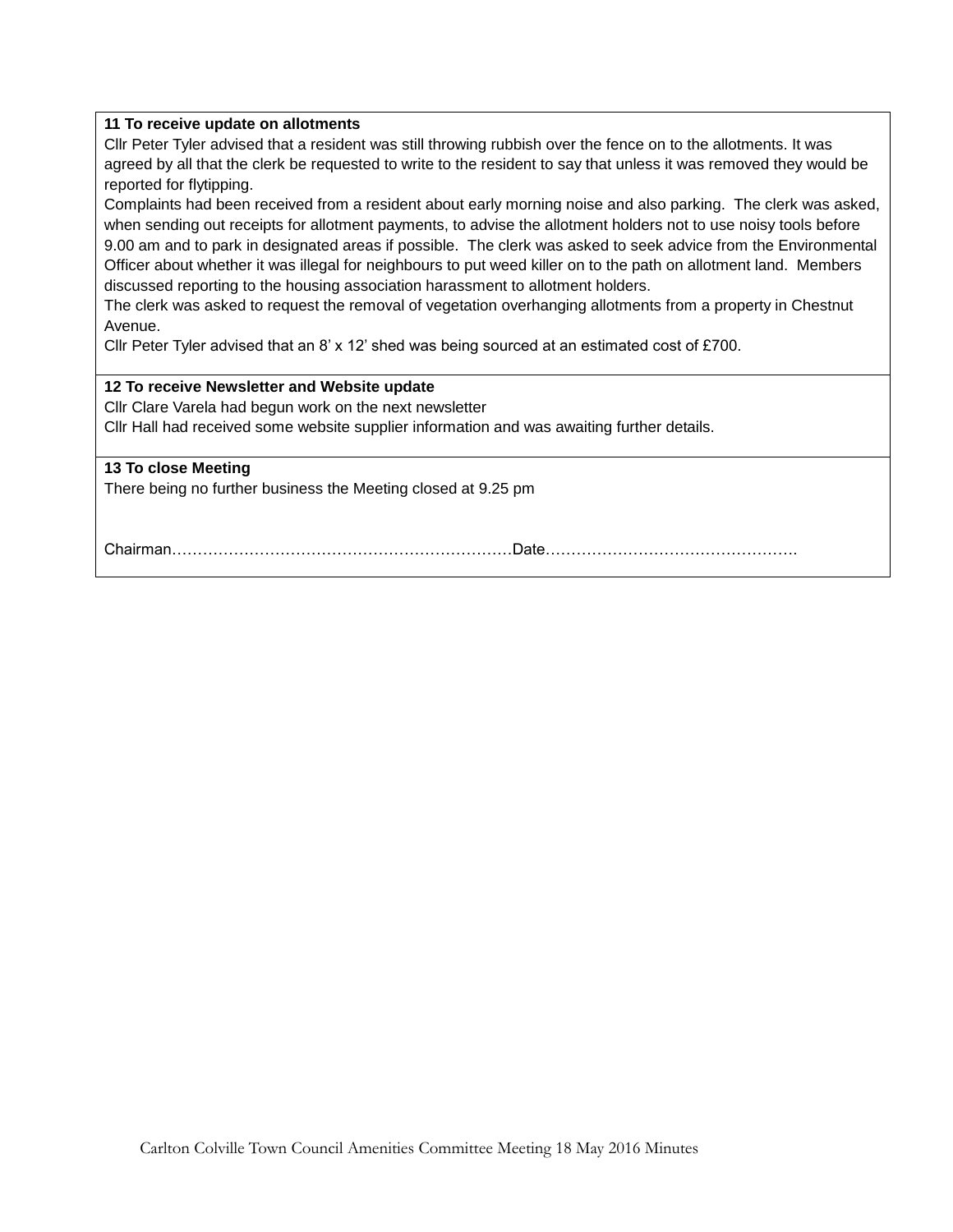**11 To receive update on allotments**

Cllr Peter Tyler advised that a resident was still throwing rubbish over the fence on to the allotments. It was agreed by all that the clerk be requested to write to the resident to say that unless it was removed they would be reported for flytipping.

Complaints had been received from a resident about early morning noise and also parking. The clerk was asked, when sending out receipts for allotment payments, to advise the allotment holders not to use noisy tools before 9.00 am and to park in designated areas if possible. The clerk was asked to seek advice from the Environmental Officer about whether it was illegal for neighbours to put weed killer on to the path on allotment land. Members discussed reporting to the housing association harassment to allotment holders.

The clerk was asked to request the removal of vegetation overhanging allotments from a property in Chestnut Avenue.

Cllr Peter Tyler advised that an 8' x 12' shed was being sourced at an estimated cost of £700.

**12 To receive Newsletter and Website update**

Cllr Clare Varela had begun work on the next newsletter

Cllr Hall had received some website supplier information and was awaiting further details.

**13 To close Meeting**

There being no further business the Meeting closed at 9.25 pm

Chairman…………………………………………………………Date………………………………………….